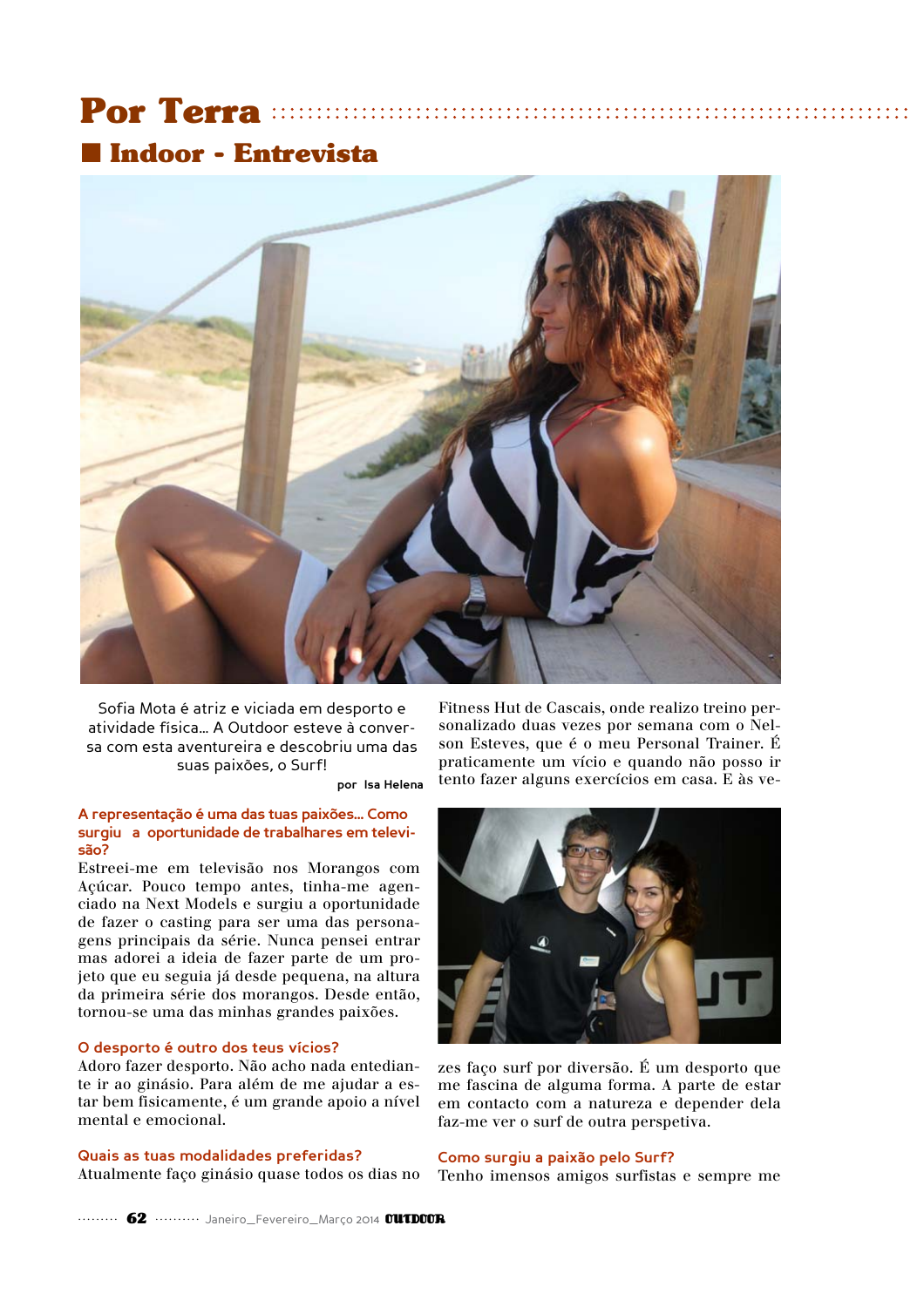# Por Terra

## Indoor - Entrevista

Sofia Mota é atriz e viciada em desporto e atividade física... A Outdoor esteve à conversa com esta aventureira e descobriu uma das suas paixões, o Surf!

por Isa Helena

**A representação é uma das tuas paixões... Como surgiu a oportunidade de trabalhares em televisão?**

Estreei-me em televisão nos Morangos com Açúcar. Pouco tempo antes, tinha-me agenciado na Next Models e surgiu a oportunidade de fazer o casting para ser uma das personagens principais da série. Nunca pensei entrar mas adorei a ideia de fazer parte de um projeto que eu seguia já desde pequena, na altura da primeira série dos morangos. Desde então, tornou-se uma das minhas grandes paixões.

**O desporto é outro dos teus vícios?**

Adoro fazer desporto. Não acho nada entediante ir ao ginásio. Para além de me ajudar a estar bem fisicamente, é um grande apoio a nível mental e emocional.

**Quais as tuas modalidades preferidas?**

Atualmente faço ginásio quase todos os dias no Fitness Hut de Cascais, onde realizo treino personalizado duas vezes por semana com o Nelson Esteves, que é o meu Personal Trainer. É praticamente um vício e quando não posso ir tento fazer alguns exercícios em casa. E às vezes faço surf por diversão. É um desporto que me fascina de alguma forma. A parte de estar em contacto com a natureza e depender dela faz-me ver o surf de outra perspetiva.

**Como surgiu a paixão pelo Surf?**

Tenho imensos amigos surfistas e sempre me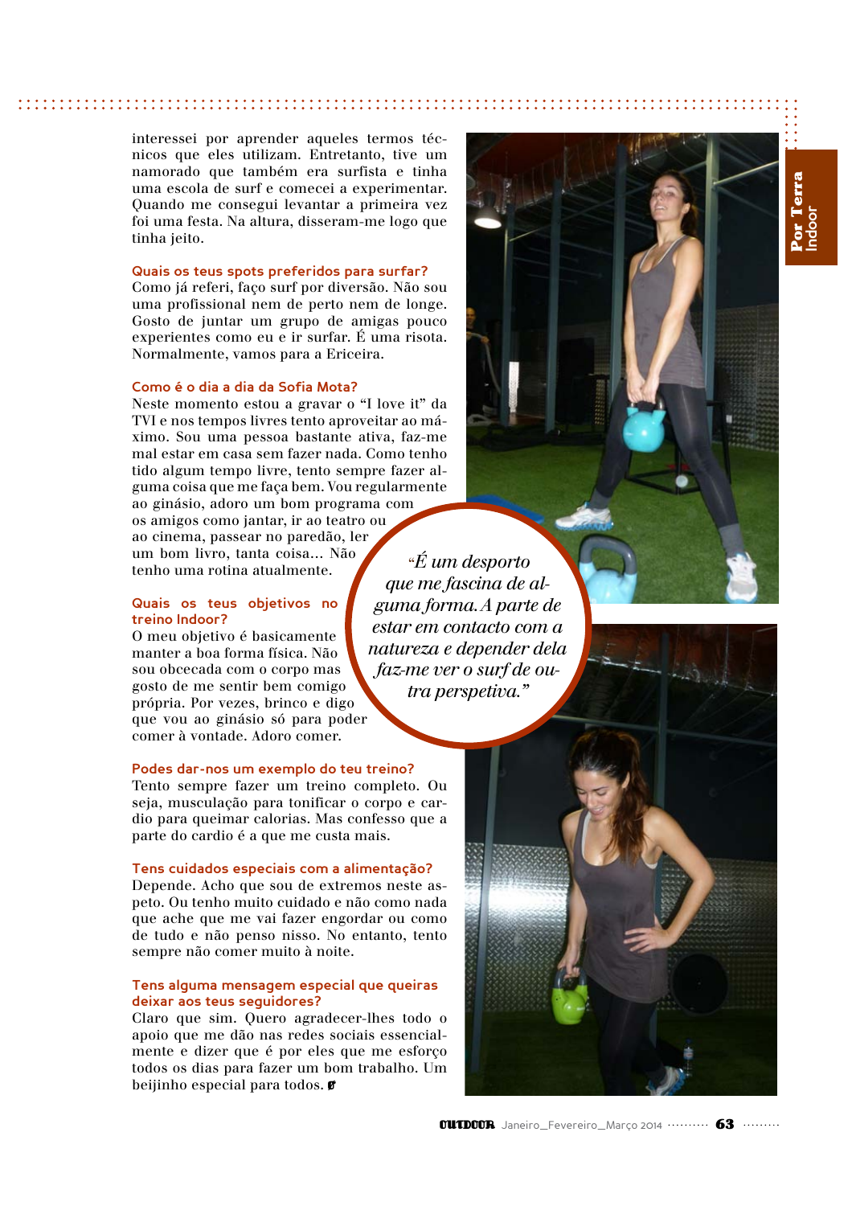interessei por aprender aqueles termos técnicos que eles utilizam. Entretanto, tive um namorado que também era surfista e tinha uma escola de surf e comecei a experimentar. Quando me consegui levantar a primeira vez foi uma festa. Na altura, disseram-me logo que tinha jeito.

**Quais os teus spots preferidos para surfar?**
Como já referi, faço surf por diversão. Não sou uma profissional nem de perto nem de longe. Gosto de juntar um grupo de amigas pouco experientes como eu e ir surfar. É uma risota. Normalmente, vamos para a Ericeira.

**Como é o dia a dia da Sofia Mota?**
Neste momento estou a gravar o "I love it" da TVI e nos tempos livres tento aproveitar ao máximo. Sou uma pessoa bastante ativa, faz-me mal estar em casa sem fazer nada. Como tenho tido algum tempo livre, tento sempre fazer alguma coisa que me faça bem. Vou regularmente ao ginásio, adoro um bom programa com os amigos como jantar, ir ao teatro ou ao cinema, passear no paredão, ler um bom livro, tanta coisa... Não tenho uma rotina atualmente.

*"É um desporto que me fascina de alguma forma. A parte de estar em contacto com a natureza e depender dela faz-me ver o surf de outra perspetiva."*

**Quais os teus objetivos no treino Indoor?**
O meu objetivo é basicamente manter a boa forma física. Não sou obcecada com o corpo mas gosto de me sentir bem comigo própria. Por vezes, brinco e digo que vou ao ginásio só para poder comer à vontade. Adoro comer.

**Podes dar-nos um exemplo do teu treino?**
Tento sempre fazer um treino completo. Ou seja, musculação para tonificar o corpo e cardio para queimar calorias. Mas confesso que a parte do cardio é a que me custa mais.

**Tens cuidados especiais com a alimentação?**
Depende. Acho que sou de extremos neste aspeto. Ou tenho muito cuidado e não como nada que ache que me vai fazer engordar ou como de tudo e não penso nisso. No entanto, tento sempre não comer muito à noite.

**Tens alguma mensagem especial que queiras deixar aos teus seguidores?**
Claro que sim. Quero agradecer-lhes todo o apoio que me dão nas redes sociais essencialmente e dizer que é por eles que me esforço todos os dias para fazer um bom trabalho. Um beijinho especial para todos.